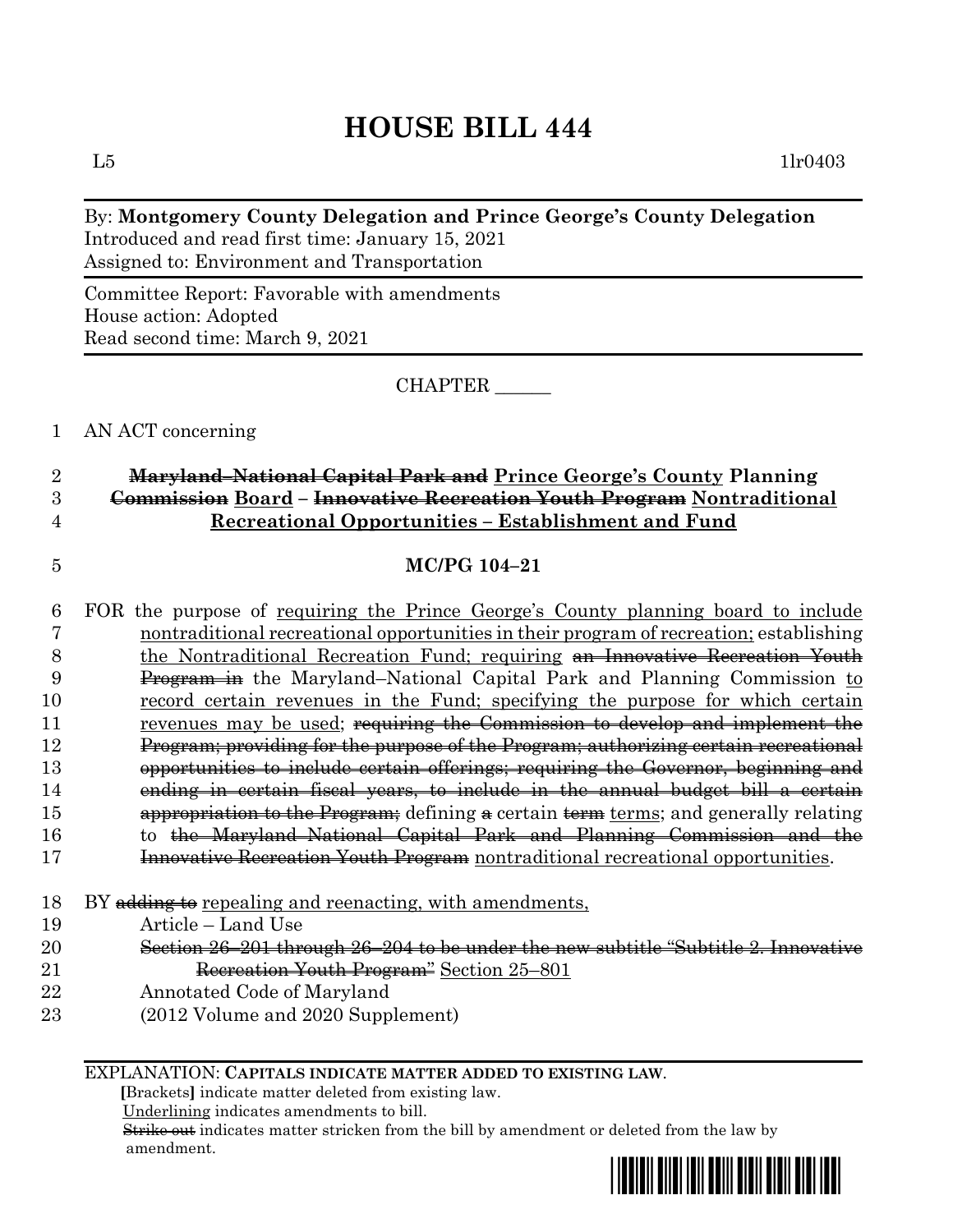# HOUSE BILL 444

L5 1lr0403

By: **Montgomery County Delegation and Prince George's County Delegation**
Introduced and read first time: January 15, 2021
Assigned to: Environment and Transportation

Committee Report: Favorable with amendments
House action: Adopted
Read second time: March 9, 2021

CHAPTER ______

1 AN ACT concerning

2 ~~**Maryland–National Capital Park and**~~ <u>**Prince George's County**</u> **Planning**
3 ~~**Commission**~~ <u>**Board**</u> **–** ~~**Innovative Recreation Youth Program**~~ <u>**Nontraditional**</u>
4 <u>**Recreational Opportunities – Establishment and Fund**</u>

5 **MC/PG 104–21**

6 FOR the purpose of <u>requiring the Prince George's County planning board to include</u>
7 <u>nontraditional recreational opportunities in their program of recreation;</u> establishing
8 <u>the Nontraditional Recreation Fund; requiring</u> ~~an Innovative Recreation Youth~~
9 ~~Program in~~ the Maryland–National Capital Park and Planning Commission <u>to</u>
10 <u>record certain revenues in the Fund; specifying the purpose for which certain</u>
11 <u>revenues may be used</u>; ~~requiring the Commission to develop and implement the~~
12 ~~Program; providing for the purpose of the Program; authorizing certain recreational~~
13 ~~opportunities to include certain offerings; requiring the Governor, beginning and~~
14 ~~ending in certain fiscal years, to include in the annual budget bill a certain~~
15 ~~appropriation to the Program;~~ defining ~~a~~ certain ~~term~~ <u>terms</u>; and generally relating
16 to ~~the Maryland–National Capital Park and Planning Commission and the~~
17 ~~Innovative Recreation Youth Program~~ <u>nontraditional recreational opportunities</u>.

18 BY ~~adding to~~ <u>repealing and reenacting, with amendments,</u>
19 Article – Land Use
20 ~~Section 26–201 through 26–204 to be under the new subtitle "Subtitle 2. Innovative~~
21 ~~Recreation Youth Program"~~ <u>Section 25–801</u>
22 Annotated Code of Maryland
23 (2012 Volume and 2020 Supplement)

EXPLANATION: **CAPITALS INDICATE MATTER ADDED TO EXISTING LAW.**
**[**Brackets**]** indicate matter deleted from existing law.
<u>Underlining</u> indicates amendments to bill.
~~Strike out~~ indicates matter stricken from the bill by amendment or deleted from the law by amendment.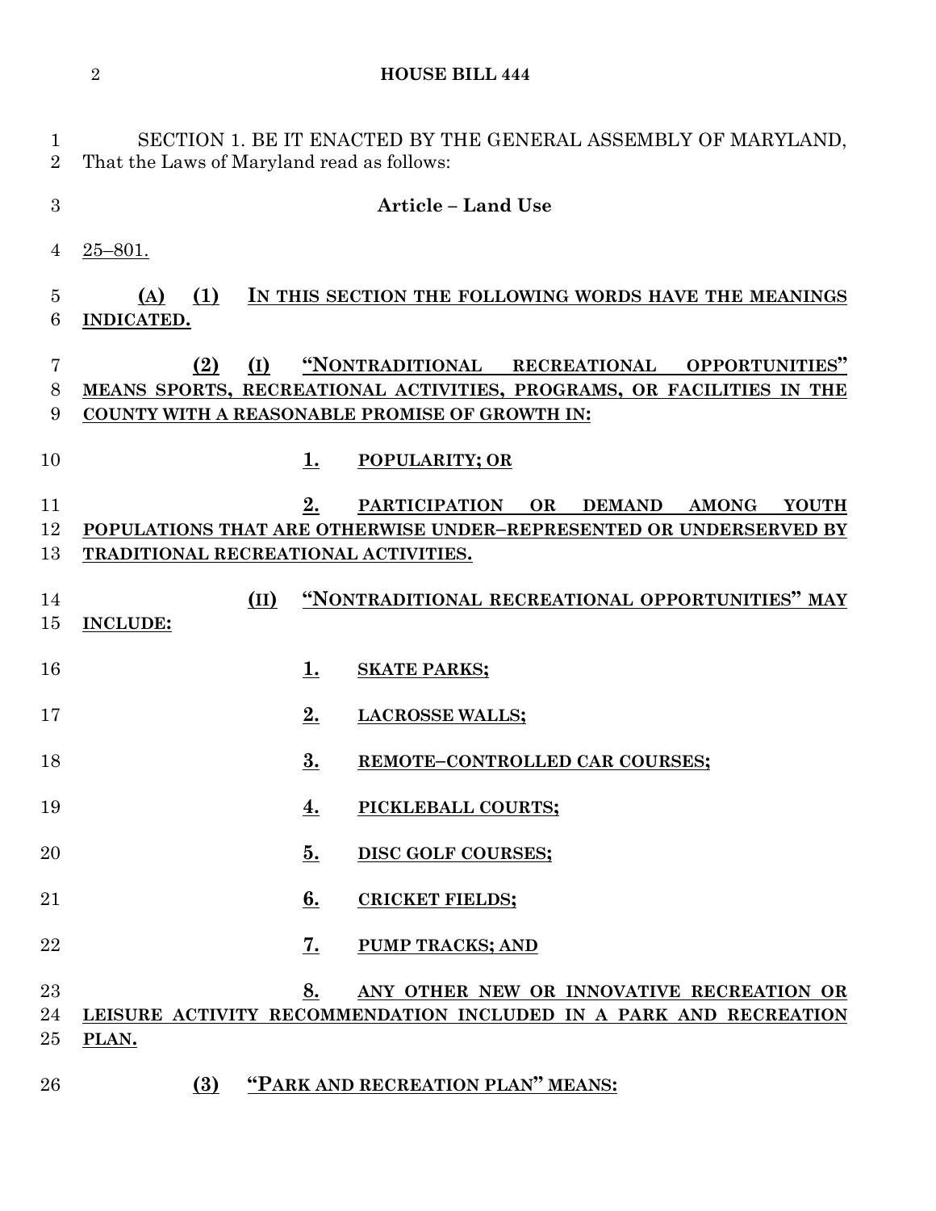SECTION 1. BE IT ENACTED BY THE GENERAL ASSEMBLY OF MARYLAND, That the Laws of Maryland read as follows:

**Article – Land Use**

25–801.

**(A) (1) IN THIS SECTION THE FOLLOWING WORDS HAVE THE MEANINGS INDICATED.**

**(2) (I) "NONTRADITIONAL RECREATIONAL OPPORTUNITIES" MEANS SPORTS, RECREATIONAL ACTIVITIES, PROGRAMS, OR FACILITIES IN THE COUNTY WITH A REASONABLE PROMISE OF GROWTH IN:**

**1. POPULARITY; OR**

**2. PARTICIPATION OR DEMAND AMONG YOUTH POPULATIONS THAT ARE OTHERWISE UNDER–REPRESENTED OR UNDERSERVED BY TRADITIONAL RECREATIONAL ACTIVITIES.**

**(II) "NONTRADITIONAL RECREATIONAL OPPORTUNITIES" MAY INCLUDE:**

**1. SKATE PARKS;**

**2. LACROSSE WALLS;**

**3. REMOTE–CONTROLLED CAR COURSES;**

**4. PICKLEBALL COURTS;**

**5. DISC GOLF COURSES;**

**6. CRICKET FIELDS;**

**7. PUMP TRACKS; AND**

**8. ANY OTHER NEW OR INNOVATIVE RECREATION OR LEISURE ACTIVITY RECOMMENDATION INCLUDED IN A PARK AND RECREATION PLAN.**

**(3) "PARK AND RECREATION PLAN" MEANS:**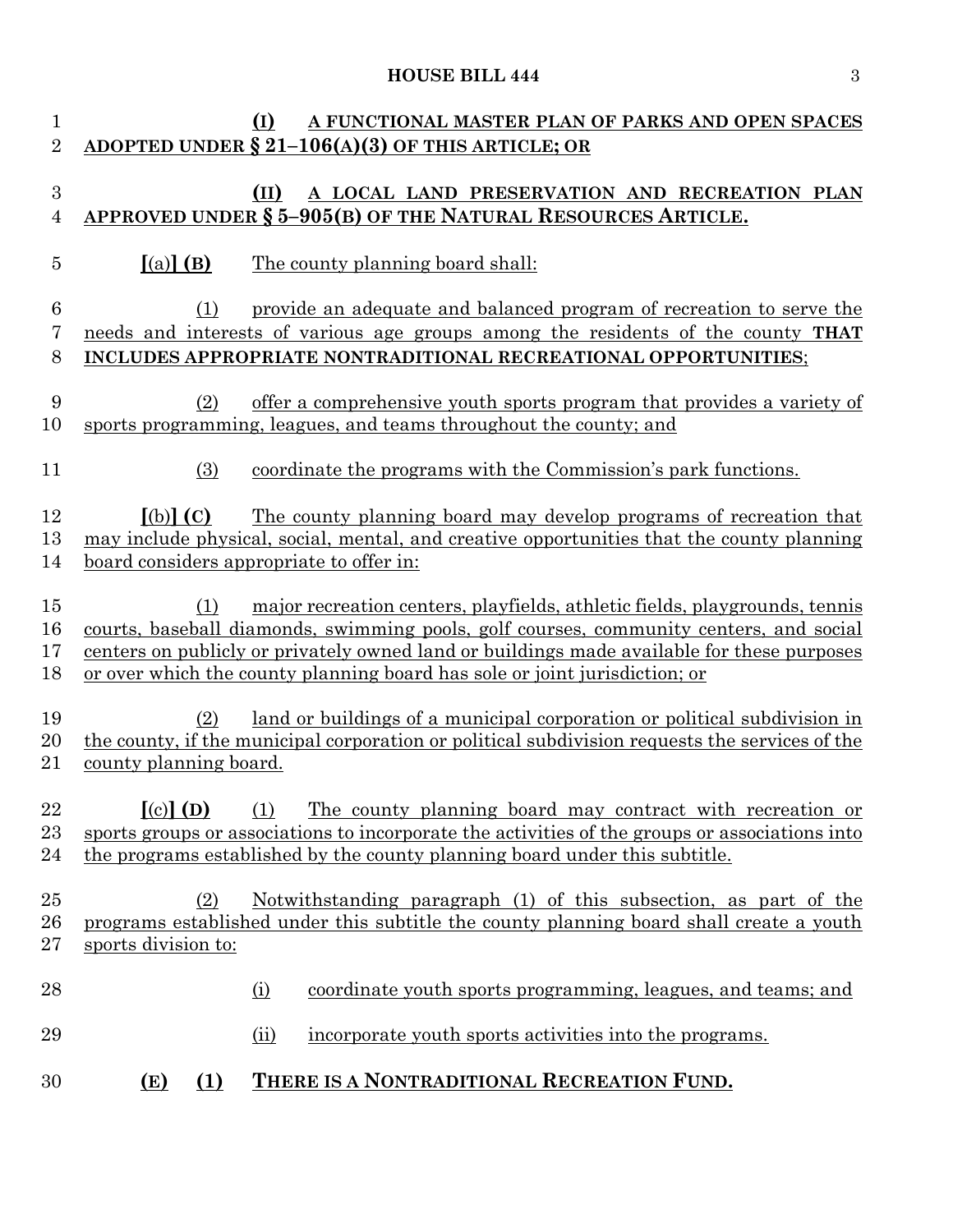(I) A FUNCTIONAL MASTER PLAN OF PARKS AND OPEN SPACES ADOPTED UNDER § 21–106(A)(3) OF THIS ARTICLE; OR

(II) A LOCAL LAND PRESERVATION AND RECREATION PLAN APPROVED UNDER § 5–905(B) OF THE NATURAL RESOURCES ARTICLE.

[(a)] (B) The county planning board shall:

(1) provide an adequate and balanced program of recreation to serve the needs and interests of various age groups among the residents of the county THAT INCLUDES APPROPRIATE NONTRADITIONAL RECREATIONAL OPPORTUNITIES;

(2) offer a comprehensive youth sports program that provides a variety of sports programming, leagues, and teams throughout the county; and

(3) coordinate the programs with the Commission's park functions.

[(b)] (C) The county planning board may develop programs of recreation that may include physical, social, mental, and creative opportunities that the county planning board considers appropriate to offer in:

(1) major recreation centers, playfields, athletic fields, playgrounds, tennis courts, baseball diamonds, swimming pools, golf courses, community centers, and social centers on publicly or privately owned land or buildings made available for these purposes or over which the county planning board has sole or joint jurisdiction; or

(2) land or buildings of a municipal corporation or political subdivision in the county, if the municipal corporation or political subdivision requests the services of the county planning board.

[(c)] (D) (1) The county planning board may contract with recreation or sports groups or associations to incorporate the activities of the groups or associations into the programs established by the county planning board under this subtitle.

(2) Notwithstanding paragraph (1) of this subsection, as part of the programs established under this subtitle the county planning board shall create a youth sports division to:

(i) coordinate youth sports programming, leagues, and teams; and

(ii) incorporate youth sports activities into the programs.

(E) (1) THERE IS A NONTRADITIONAL RECREATION FUND.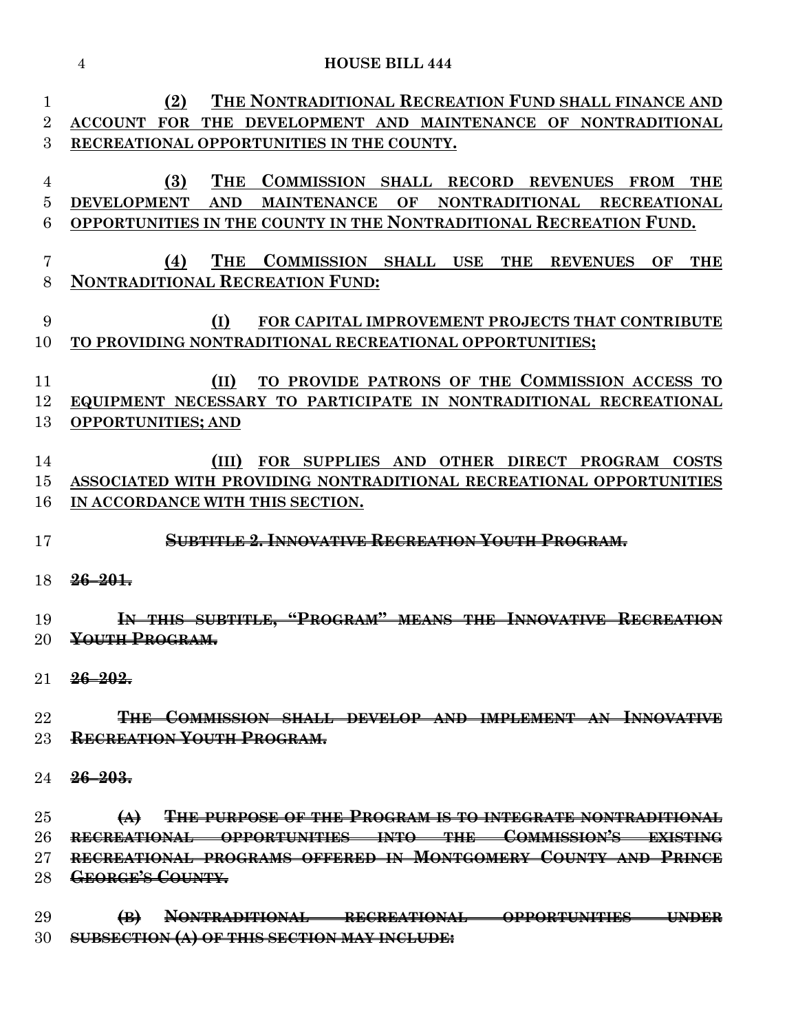(2) THE NONTRADITIONAL RECREATION FUND SHALL FINANCE AND ACCOUNT FOR THE DEVELOPMENT AND MAINTENANCE OF NONTRADITIONAL RECREATIONAL OPPORTUNITIES IN THE COUNTY.

(3) THE COMMISSION SHALL RECORD REVENUES FROM THE DEVELOPMENT AND MAINTENANCE OF NONTRADITIONAL RECREATIONAL OPPORTUNITIES IN THE COUNTY IN THE NONTRADITIONAL RECREATION FUND.

(4) THE COMMISSION SHALL USE THE REVENUES OF THE NONTRADITIONAL RECREATION FUND:

(I) FOR CAPITAL IMPROVEMENT PROJECTS THAT CONTRIBUTE TO PROVIDING NONTRADITIONAL RECREATIONAL OPPORTUNITIES;

(II) TO PROVIDE PATRONS OF THE COMMISSION ACCESS TO EQUIPMENT NECESSARY TO PARTICIPATE IN NONTRADITIONAL RECREATIONAL OPPORTUNITIES; AND

(III) FOR SUPPLIES AND OTHER DIRECT PROGRAM COSTS ASSOCIATED WITH PROVIDING NONTRADITIONAL RECREATIONAL OPPORTUNITIES IN ACCORDANCE WITH THIS SECTION.

~~SUBTITLE 2. INNOVATIVE RECREATION YOUTH PROGRAM.~~

~~26–201.~~

~~IN THIS SUBTITLE, "PROGRAM" MEANS THE INNOVATIVE RECREATION YOUTH PROGRAM.~~

~~26–202.~~

~~THE COMMISSION SHALL DEVELOP AND IMPLEMENT AN INNOVATIVE RECREATION YOUTH PROGRAM.~~

~~26–203.~~

~~(A) THE PURPOSE OF THE PROGRAM IS TO INTEGRATE NONTRADITIONAL RECREATIONAL OPPORTUNITIES INTO THE COMMISSION'S EXISTING RECREATIONAL PROGRAMS OFFERED IN MONTGOMERY COUNTY AND PRINCE GEORGE'S COUNTY.~~

~~(B) NONTRADITIONAL RECREATIONAL OPPORTUNITIES UNDER SUBSECTION (A) OF THIS SECTION MAY INCLUDE:~~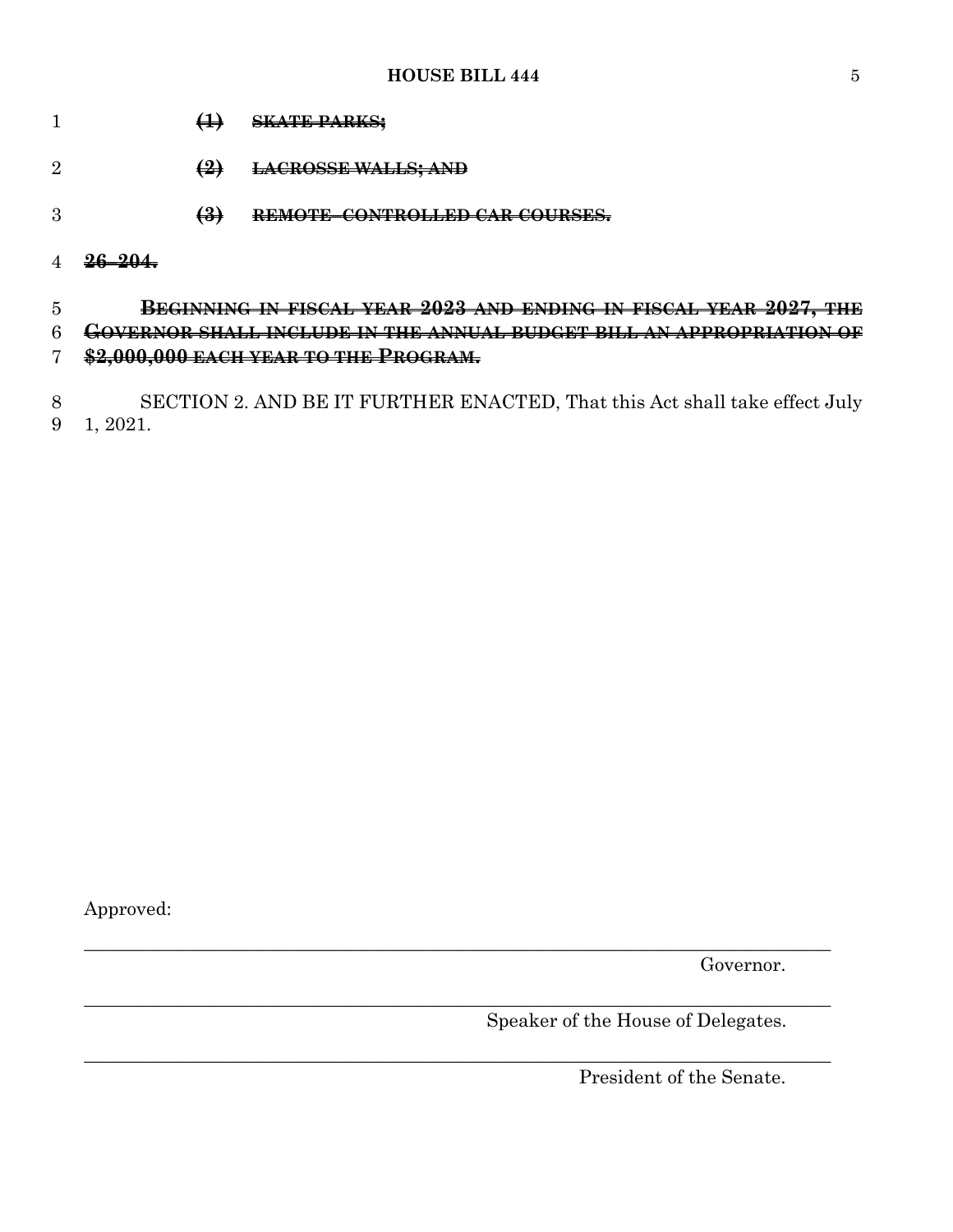~~**(1) SKATE PARKS;**~~

~~**(2) LACROSSE WALLS; AND**~~

~~**(3) REMOTE–CONTROLLED CAR COURSES.**~~

~~**26–204.**~~

~~**BEGINNING IN FISCAL YEAR 2023 AND ENDING IN FISCAL YEAR 2027, THE GOVERNOR SHALL INCLUDE IN THE ANNUAL BUDGET BILL AN APPROPRIATION OF $2,000,000 EACH YEAR TO THE PROGRAM.**~~

SECTION 2. AND BE IT FURTHER ENACTED, That this Act shall take effect July 1, 2021.

Approved:

\_\_\_\_\_\_\_\_\_\_\_\_\_\_\_\_\_\_\_\_\_\_\_\_\_\_\_\_\_\_\_\_\_\_\_\_\_\_\_\_\_\_\_\_\_\_\_\_\_\_\_\_\_\_\_\_\_\_\_\_\_\_\_\_\_\_\_\_\_\_\_\_\_\_\_

Governor.

\_\_\_\_\_\_\_\_\_\_\_\_\_\_\_\_\_\_\_\_\_\_\_\_\_\_\_\_\_\_\_\_\_\_\_\_\_\_\_\_\_\_\_\_\_\_\_\_\_\_\_\_\_\_\_\_\_\_\_\_\_\_\_\_\_\_\_\_\_\_\_\_\_\_\_

Speaker of the House of Delegates.

\_\_\_\_\_\_\_\_\_\_\_\_\_\_\_\_\_\_\_\_\_\_\_\_\_\_\_\_\_\_\_\_\_\_\_\_\_\_\_\_\_\_\_\_\_\_\_\_\_\_\_\_\_\_\_\_\_\_\_\_\_\_\_\_\_\_\_\_\_\_\_\_\_\_\_

President of the Senate.